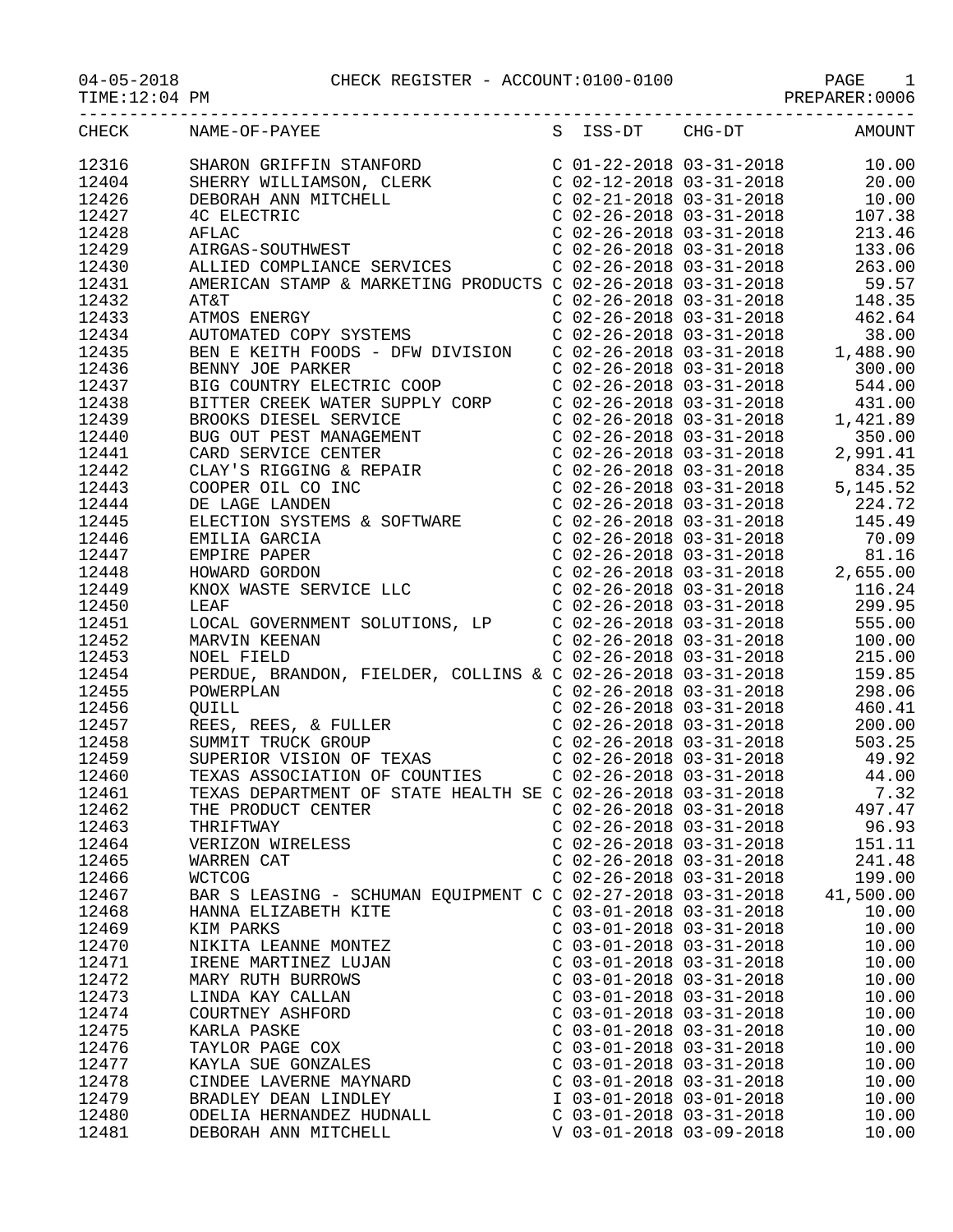04-05-2018 CHECK REGISTER - ACCOUNT:0100-0100 PAGE 1

TIME:12:04 PM PREPARER:0006

| CHECK | NAME-OF-PAYEE | S | ISS-DT | CHG-DT | AMOUNT |
|---|---|---|---|---|---|
| 12316 | SHARON GRIFFIN STANFORD | C | 01-22-2018 | 03-31-2018 | 10.00 |
| 12404 | SHERRY WILLIAMSON, CLERK | C | 02-12-2018 | 03-31-2018 | 20.00 |
| 12426 | DEBORAH ANN MITCHELL | C | 02-21-2018 | 03-31-2018 | 10.00 |
| 12427 | 4C ELECTRIC | C | 02-26-2018 | 03-31-2018 | 107.38 |
| 12428 | AFLAC | C | 02-26-2018 | 03-31-2018 | 213.46 |
| 12429 | AIRGAS-SOUTHWEST | C | 02-26-2018 | 03-31-2018 | 133.06 |
| 12430 | ALLIED COMPLIANCE SERVICES | C | 02-26-2018 | 03-31-2018 | 263.00 |
| 12431 | AMERICAN STAMP & MARKETING PRODUCTS | C | 02-26-2018 | 03-31-2018 | 59.57 |
| 12432 | AT&T | C | 02-26-2018 | 03-31-2018 | 148.35 |
| 12433 | ATMOS ENERGY | C | 02-26-2018 | 03-31-2018 | 462.64 |
| 12434 | AUTOMATED COPY SYSTEMS | C | 02-26-2018 | 03-31-2018 | 38.00 |
| 12435 | BEN E KEITH FOODS - DFW DIVISION | C | 02-26-2018 | 03-31-2018 | 1,488.90 |
| 12436 | BENNY JOE PARKER | C | 02-26-2018 | 03-31-2018 | 300.00 |
| 12437 | BIG COUNTRY ELECTRIC COOP | C | 02-26-2018 | 03-31-2018 | 544.00 |
| 12438 | BITTER CREEK WATER SUPPLY CORP | C | 02-26-2018 | 03-31-2018 | 431.00 |
| 12439 | BROOKS DIESEL SERVICE | C | 02-26-2018 | 03-31-2018 | 1,421.89 |
| 12440 | BUG OUT PEST MANAGEMENT | C | 02-26-2018 | 03-31-2018 | 350.00 |
| 12441 | CARD SERVICE CENTER | C | 02-26-2018 | 03-31-2018 | 2,991.41 |
| 12442 | CLAY'S RIGGING & REPAIR | C | 02-26-2018 | 03-31-2018 | 834.35 |
| 12443 | COOPER OIL CO INC | C | 02-26-2018 | 03-31-2018 | 5,145.52 |
| 12444 | DE LAGE LANDEN | C | 02-26-2018 | 03-31-2018 | 224.72 |
| 12445 | ELECTION SYSTEMS & SOFTWARE | C | 02-26-2018 | 03-31-2018 | 145.49 |
| 12446 | EMILIA GARCIA | C | 02-26-2018 | 03-31-2018 | 70.09 |
| 12447 | EMPIRE PAPER | C | 02-26-2018 | 03-31-2018 | 81.16 |
| 12448 | HOWARD GORDON | C | 02-26-2018 | 03-31-2018 | 2,655.00 |
| 12449 | KNOX WASTE SERVICE LLC | C | 02-26-2018 | 03-31-2018 | 116.24 |
| 12450 | LEAF | C | 02-26-2018 | 03-31-2018 | 299.95 |
| 12451 | LOCAL GOVERNMENT SOLUTIONS, LP | C | 02-26-2018 | 03-31-2018 | 555.00 |
| 12452 | MARVIN KEENAN | C | 02-26-2018 | 03-31-2018 | 100.00 |
| 12453 | NOEL FIELD | C | 02-26-2018 | 03-31-2018 | 215.00 |
| 12454 | PERDUE, BRANDON, FIELDER, COLLINS & | C | 02-26-2018 | 03-31-2018 | 159.85 |
| 12455 | POWERPLAN | C | 02-26-2018 | 03-31-2018 | 298.06 |
| 12456 | QUILL | C | 02-26-2018 | 03-31-2018 | 460.41 |
| 12457 | REES, REES, & FULLER | C | 02-26-2018 | 03-31-2018 | 200.00 |
| 12458 | SUMMIT TRUCK GROUP | C | 02-26-2018 | 03-31-2018 | 503.25 |
| 12459 | SUPERIOR VISION OF TEXAS | C | 02-26-2018 | 03-31-2018 | 49.92 |
| 12460 | TEXAS ASSOCIATION OF COUNTIES | C | 02-26-2018 | 03-31-2018 | 44.00 |
| 12461 | TEXAS DEPARTMENT OF STATE HEALTH SE | C | 02-26-2018 | 03-31-2018 | 7.32 |
| 12462 | THE PRODUCT CENTER | C | 02-26-2018 | 03-31-2018 | 497.47 |
| 12463 | THRIFTWAY | C | 02-26-2018 | 03-31-2018 | 96.93 |
| 12464 | VERIZON WIRELESS | C | 02-26-2018 | 03-31-2018 | 151.11 |
| 12465 | WARREN CAT | C | 02-26-2018 | 03-31-2018 | 241.48 |
| 12466 | WCTCOG | C | 02-26-2018 | 03-31-2018 | 199.00 |
| 12467 | BAR S LEASING - SCHUMAN EQUIPMENT C | C | 02-27-2018 | 03-31-2018 | 41,500.00 |
| 12468 | HANNA ELIZABETH KITE | C | 03-01-2018 | 03-31-2018 | 10.00 |
| 12469 | KIM PARKS | C | 03-01-2018 | 03-31-2018 | 10.00 |
| 12470 | NIKITA LEANNE MONTEZ | C | 03-01-2018 | 03-31-2018 | 10.00 |
| 12471 | IRENE MARTINEZ LUJAN | C | 03-01-2018 | 03-31-2018 | 10.00 |
| 12472 | MARY RUTH BURROWS | C | 03-01-2018 | 03-31-2018 | 10.00 |
| 12473 | LINDA KAY CALLAN | C | 03-01-2018 | 03-31-2018 | 10.00 |
| 12474 | COURTNEY ASHFORD | C | 03-01-2018 | 03-31-2018 | 10.00 |
| 12475 | KARLA PASKE | C | 03-01-2018 | 03-31-2018 | 10.00 |
| 12476 | TAYLOR PAGE COX | C | 03-01-2018 | 03-31-2018 | 10.00 |
| 12477 | KAYLA SUE GONZALES | C | 03-01-2018 | 03-31-2018 | 10.00 |
| 12478 | CINDEE LAVERNE MAYNARD | C | 03-01-2018 | 03-31-2018 | 10.00 |
| 12479 | BRADLEY DEAN LINDLEY | I | 03-01-2018 | 03-01-2018 | 10.00 |
| 12480 | ODELIA HERNANDEZ HUDNALL | C | 03-01-2018 | 03-31-2018 | 10.00 |
| 12481 | DEBORAH ANN MITCHELL | V | 03-01-2018 | 03-09-2018 | 10.00 |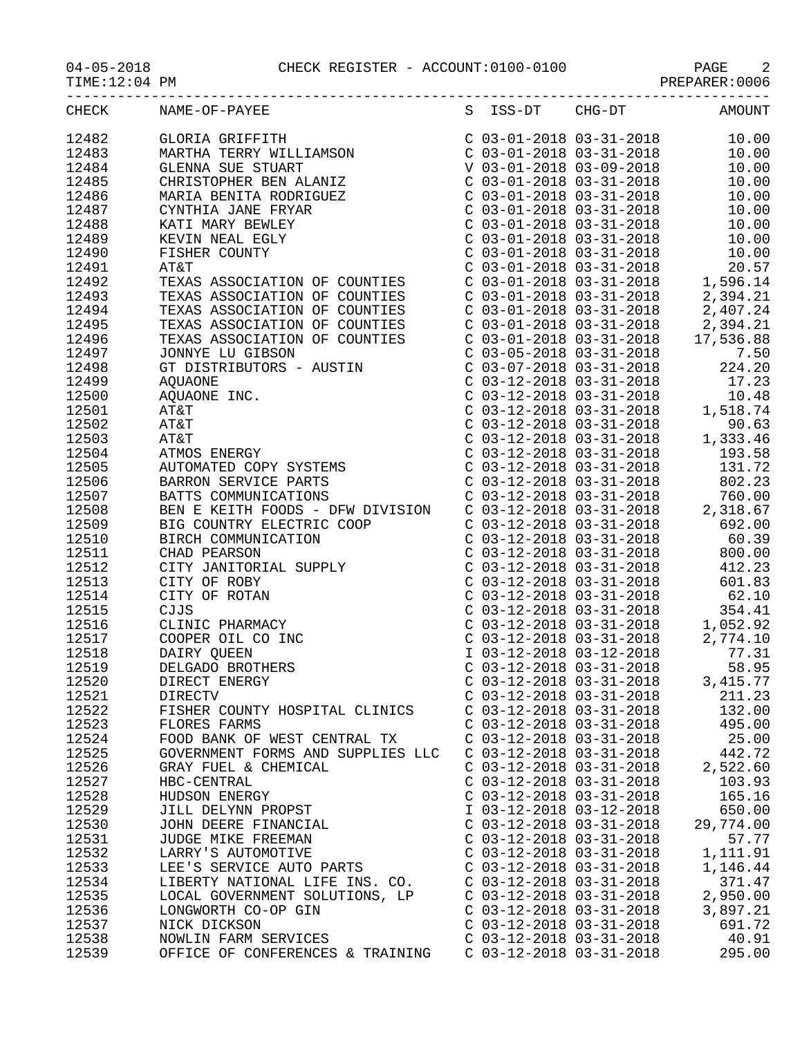CHECK REGISTER - ACCOUNT:0100-0100

| CHECK | NAME-OF-PAYEE | S | ISS-DT | CHG-DT | AMOUNT |
|---|---|---|---|---|---|
| 12482 | GLORIA GRIFFITH | C | 03-01-2018 | 03-31-2018 | 10.00 |
| 12483 | MARTHA TERRY WILLIAMSON | C | 03-01-2018 | 03-31-2018 | 10.00 |
| 12484 | GLENNA SUE STUART | V | 03-01-2018 | 03-09-2018 | 10.00 |
| 12485 | CHRISTOPHER BEN ALANIZ | C | 03-01-2018 | 03-31-2018 | 10.00 |
| 12486 | MARIA BENITA RODRIGUEZ | C | 03-01-2018 | 03-31-2018 | 10.00 |
| 12487 | CYNTHIA JANE FRYAR | C | 03-01-2018 | 03-31-2018 | 10.00 |
| 12488 | KATI MARY BEWLEY | C | 03-01-2018 | 03-31-2018 | 10.00 |
| 12489 | KEVIN NEAL EGLY | C | 03-01-2018 | 03-31-2018 | 10.00 |
| 12490 | FISHER COUNTY | C | 03-01-2018 | 03-31-2018 | 10.00 |
| 12491 | AT&T | C | 03-01-2018 | 03-31-2018 | 20.57 |
| 12492 | TEXAS ASSOCIATION OF COUNTIES | C | 03-01-2018 | 03-31-2018 | 1,596.14 |
| 12493 | TEXAS ASSOCIATION OF COUNTIES | C | 03-01-2018 | 03-31-2018 | 2,394.21 |
| 12494 | TEXAS ASSOCIATION OF COUNTIES | C | 03-01-2018 | 03-31-2018 | 2,407.24 |
| 12495 | TEXAS ASSOCIATION OF COUNTIES | C | 03-01-2018 | 03-31-2018 | 2,394.21 |
| 12496 | TEXAS ASSOCIATION OF COUNTIES | C | 03-01-2018 | 03-31-2018 | 17,536.88 |
| 12497 | JONNYE LU GIBSON | C | 03-05-2018 | 03-31-2018 | 7.50 |
| 12498 | GT DISTRIBUTORS - AUSTIN | C | 03-07-2018 | 03-31-2018 | 224.20 |
| 12499 | AQUAONE | C | 03-12-2018 | 03-31-2018 | 17.23 |
| 12500 | AQUAONE INC. | C | 03-12-2018 | 03-31-2018 | 10.48 |
| 12501 | AT&T | C | 03-12-2018 | 03-31-2018 | 1,518.74 |
| 12502 | AT&T | C | 03-12-2018 | 03-31-2018 | 90.63 |
| 12503 | AT&T | C | 03-12-2018 | 03-31-2018 | 1,333.46 |
| 12504 | ATMOS ENERGY | C | 03-12-2018 | 03-31-2018 | 193.58 |
| 12505 | AUTOMATED COPY SYSTEMS | C | 03-12-2018 | 03-31-2018 | 131.72 |
| 12506 | BARRON SERVICE PARTS | C | 03-12-2018 | 03-31-2018 | 802.23 |
| 12507 | BATTS COMMUNICATIONS | C | 03-12-2018 | 03-31-2018 | 760.00 |
| 12508 | BEN E KEITH FOODS - DFW DIVISION | C | 03-12-2018 | 03-31-2018 | 2,318.67 |
| 12509 | BIG COUNTRY ELECTRIC COOP | C | 03-12-2018 | 03-31-2018 | 692.00 |
| 12510 | BIRCH COMMUNICATION | C | 03-12-2018 | 03-31-2018 | 60.39 |
| 12511 | CHAD PEARSON | C | 03-12-2018 | 03-31-2018 | 800.00 |
| 12512 | CITY JANITORIAL SUPPLY | C | 03-12-2018 | 03-31-2018 | 412.23 |
| 12513 | CITY OF ROBY | C | 03-12-2018 | 03-31-2018 | 601.83 |
| 12514 | CITY OF ROTAN | C | 03-12-2018 | 03-31-2018 | 62.10 |
| 12515 | CJJS | C | 03-12-2018 | 03-31-2018 | 354.41 |
| 12516 | CLINIC PHARMACY | C | 03-12-2018 | 03-31-2018 | 1,052.92 |
| 12517 | COOPER OIL CO INC | C | 03-12-2018 | 03-31-2018 | 2,774.10 |
| 12518 | DAIRY QUEEN | I | 03-12-2018 | 03-12-2018 | 77.31 |
| 12519 | DELGADO BROTHERS | C | 03-12-2018 | 03-31-2018 | 58.95 |
| 12520 | DIRECT ENERGY | C | 03-12-2018 | 03-31-2018 | 3,415.77 |
| 12521 | DIRECTV | C | 03-12-2018 | 03-31-2018 | 211.23 |
| 12522 | FISHER COUNTY HOSPITAL CLINICS | C | 03-12-2018 | 03-31-2018 | 132.00 |
| 12523 | FLORES FARMS | C | 03-12-2018 | 03-31-2018 | 495.00 |
| 12524 | FOOD BANK OF WEST CENTRAL TX | C | 03-12-2018 | 03-31-2018 | 25.00 |
| 12525 | GOVERNMENT FORMS AND SUPPLIES LLC | C | 03-12-2018 | 03-31-2018 | 442.72 |
| 12526 | GRAY FUEL & CHEMICAL | C | 03-12-2018 | 03-31-2018 | 2,522.60 |
| 12527 | HBC-CENTRAL | C | 03-12-2018 | 03-31-2018 | 103.93 |
| 12528 | HUDSON ENERGY | C | 03-12-2018 | 03-31-2018 | 165.16 |
| 12529 | JILL DELYNN PROPST | I | 03-12-2018 | 03-12-2018 | 650.00 |
| 12530 | JOHN DEERE FINANCIAL | C | 03-12-2018 | 03-31-2018 | 29,774.00 |
| 12531 | JUDGE MIKE FREEMAN | C | 03-12-2018 | 03-31-2018 | 57.77 |
| 12532 | LARRY'S AUTOMOTIVE | C | 03-12-2018 | 03-31-2018 | 1,111.91 |
| 12533 | LEE'S SERVICE AUTO PARTS | C | 03-12-2018 | 03-31-2018 | 1,146.44 |
| 12534 | LIBERTY NATIONAL LIFE INS. CO. | C | 03-12-2018 | 03-31-2018 | 371.47 |
| 12535 | LOCAL GOVERNMENT SOLUTIONS, LP | C | 03-12-2018 | 03-31-2018 | 2,950.00 |
| 12536 | LONGWORTH CO-OP GIN | C | 03-12-2018 | 03-31-2018 | 3,897.21 |
| 12537 | NICK DICKSON | C | 03-12-2018 | 03-31-2018 | 691.72 |
| 12538 | NOWLIN FARM SERVICES | C | 03-12-2018 | 03-31-2018 | 40.91 |
| 12539 | OFFICE OF CONFERENCES & TRAINING | C | 03-12-2018 | 03-31-2018 | 295.00 |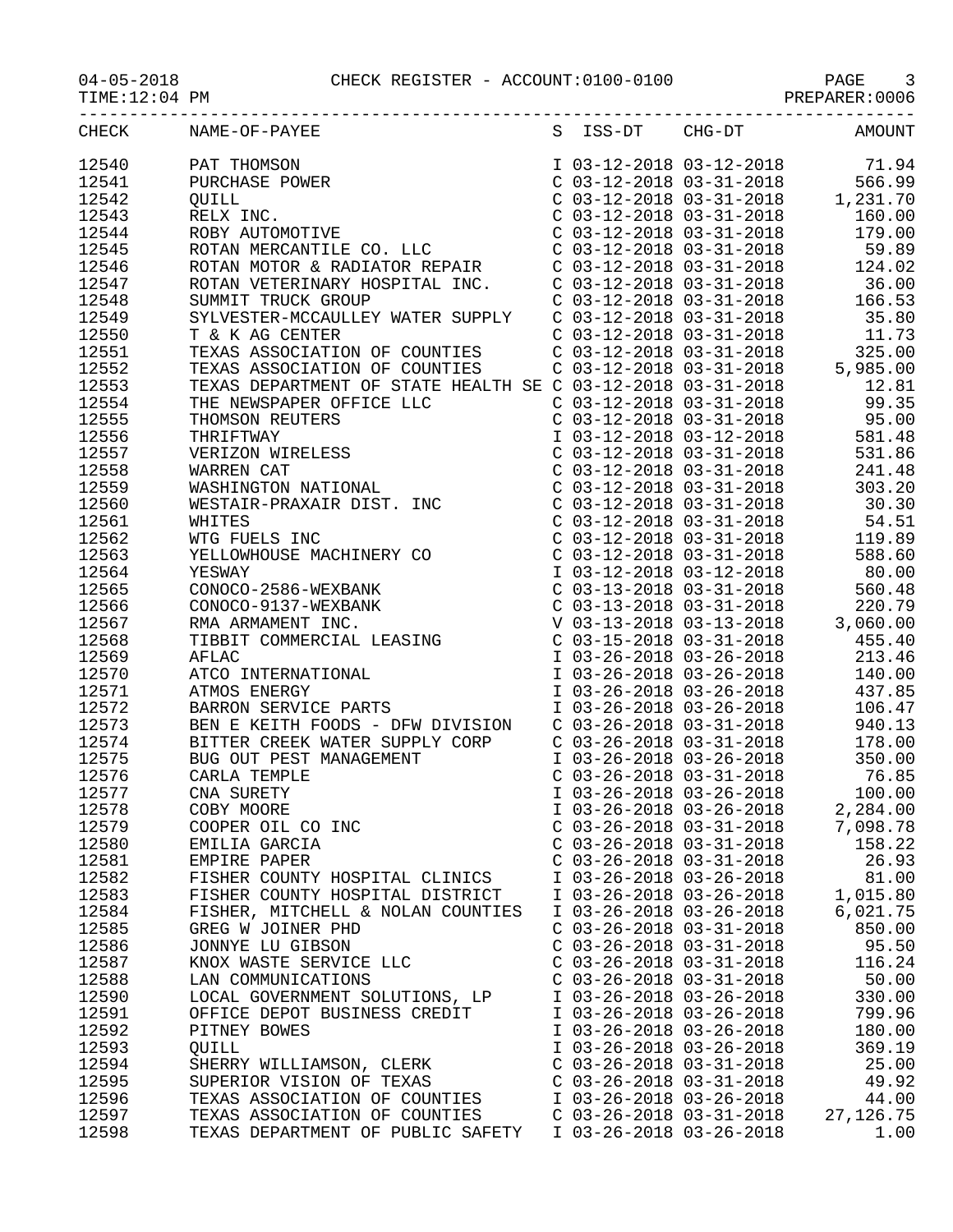CHECK REGISTER - ACCOUNT:0100-0100

04-05-2018
TIME:12:04 PM

PREPARER:0006

| CHECK | NAME-OF-PAYEE | S | ISS-DT | CHG-DT | AMOUNT |
|---|---|---|---|---|---|
| 12540 | PAT THOMSON | I | 03-12-2018 | 03-12-2018 | 71.94 |
| 12541 | PURCHASE POWER | C | 03-12-2018 | 03-31-2018 | 566.99 |
| 12542 | QUILL | C | 03-12-2018 | 03-31-2018 | 1,231.70 |
| 12543 | RELX INC. | C | 03-12-2018 | 03-31-2018 | 160.00 |
| 12544 | ROBY AUTOMOTIVE | C | 03-12-2018 | 03-31-2018 | 179.00 |
| 12545 | ROTAN MERCANTILE CO. LLC | C | 03-12-2018 | 03-31-2018 | 59.89 |
| 12546 | ROTAN MOTOR & RADIATOR REPAIR | C | 03-12-2018 | 03-31-2018 | 124.02 |
| 12547 | ROTAN VETERINARY HOSPITAL INC. | C | 03-12-2018 | 03-31-2018 | 36.00 |
| 12548 | SUMMIT TRUCK GROUP | C | 03-12-2018 | 03-31-2018 | 166.53 |
| 12549 | SYLVESTER-MCCAULLEY WATER SUPPLY | C | 03-12-2018 | 03-31-2018 | 35.80 |
| 12550 | T & K AG CENTER | C | 03-12-2018 | 03-31-2018 | 11.73 |
| 12551 | TEXAS ASSOCIATION OF COUNTIES | C | 03-12-2018 | 03-31-2018 | 325.00 |
| 12552 | TEXAS ASSOCIATION OF COUNTIES | C | 03-12-2018 | 03-31-2018 | 5,985.00 |
| 12553 | TEXAS DEPARTMENT OF STATE HEALTH SE | C | 03-12-2018 | 03-31-2018 | 12.81 |
| 12554 | THE NEWSPAPER OFFICE LLC | C | 03-12-2018 | 03-31-2018 | 99.35 |
| 12555 | THOMSON REUTERS | C | 03-12-2018 | 03-31-2018 | 95.00 |
| 12556 | THRIFTWAY | I | 03-12-2018 | 03-12-2018 | 581.48 |
| 12557 | VERIZON WIRELESS | C | 03-12-2018 | 03-31-2018 | 531.86 |
| 12558 | WARREN CAT | C | 03-12-2018 | 03-31-2018 | 241.48 |
| 12559 | WASHINGTON NATIONAL | C | 03-12-2018 | 03-31-2018 | 303.20 |
| 12560 | WESTAIR-PRAXAIR DIST. INC | C | 03-12-2018 | 03-31-2018 | 30.30 |
| 12561 | WHITES | C | 03-12-2018 | 03-31-2018 | 54.51 |
| 12562 | WTG FUELS INC | C | 03-12-2018 | 03-31-2018 | 119.89 |
| 12563 | YELLOWHOUSE MACHINERY CO | C | 03-12-2018 | 03-31-2018 | 588.60 |
| 12564 | YESWAY | I | 03-12-2018 | 03-12-2018 | 80.00 |
| 12565 | CONOCO-2586-WEXBANK | C | 03-13-2018 | 03-31-2018 | 560.48 |
| 12566 | CONOCO-9137-WEXBANK | C | 03-13-2018 | 03-31-2018 | 220.79 |
| 12567 | RMA ARMAMENT INC. | V | 03-13-2018 | 03-13-2018 | 3,060.00 |
| 12568 | TIBBIT COMMERCIAL LEASING | C | 03-15-2018 | 03-31-2018 | 455.40 |
| 12569 | AFLAC | I | 03-26-2018 | 03-26-2018 | 213.46 |
| 12570 | ATCO INTERNATIONAL | I | 03-26-2018 | 03-26-2018 | 140.00 |
| 12571 | ATMOS ENERGY | I | 03-26-2018 | 03-26-2018 | 437.85 |
| 12572 | BARRON SERVICE PARTS | I | 03-26-2018 | 03-26-2018 | 106.47 |
| 12573 | BEN E KEITH FOODS - DFW DIVISION | C | 03-26-2018 | 03-31-2018 | 940.13 |
| 12574 | BITTER CREEK WATER SUPPLY CORP | C | 03-26-2018 | 03-31-2018 | 178.00 |
| 12575 | BUG OUT PEST MANAGEMENT | I | 03-26-2018 | 03-26-2018 | 350.00 |
| 12576 | CARLA TEMPLE | C | 03-26-2018 | 03-31-2018 | 76.85 |
| 12577 | CNA SURETY | I | 03-26-2018 | 03-26-2018 | 100.00 |
| 12578 | COBY MOORE | I | 03-26-2018 | 03-26-2018 | 2,284.00 |
| 12579 | COOPER OIL CO INC | C | 03-26-2018 | 03-31-2018 | 7,098.78 |
| 12580 | EMILIA GARCIA | C | 03-26-2018 | 03-31-2018 | 158.22 |
| 12581 | EMPIRE PAPER | C | 03-26-2018 | 03-31-2018 | 26.93 |
| 12582 | FISHER COUNTY HOSPITAL CLINICS | I | 03-26-2018 | 03-26-2018 | 81.00 |
| 12583 | FISHER COUNTY HOSPITAL DISTRICT | I | 03-26-2018 | 03-26-2018 | 1,015.80 |
| 12584 | FISHER, MITCHELL & NOLAN COUNTIES | I | 03-26-2018 | 03-26-2018 | 6,021.75 |
| 12585 | GREG W JOINER PHD | C | 03-26-2018 | 03-31-2018 | 850.00 |
| 12586 | JONNYE LU GIBSON | C | 03-26-2018 | 03-31-2018 | 95.50 |
| 12587 | KNOX WASTE SERVICE LLC | C | 03-26-2018 | 03-31-2018 | 116.24 |
| 12588 | LAN COMMUNICATIONS | C | 03-26-2018 | 03-31-2018 | 50.00 |
| 12590 | LOCAL GOVERNMENT SOLUTIONS, LP | I | 03-26-2018 | 03-26-2018 | 330.00 |
| 12591 | OFFICE DEPOT BUSINESS CREDIT | I | 03-26-2018 | 03-26-2018 | 799.96 |
| 12592 | PITNEY BOWES | I | 03-26-2018 | 03-26-2018 | 180.00 |
| 12593 | QUILL | I | 03-26-2018 | 03-26-2018 | 369.19 |
| 12594 | SHERRY WILLIAMSON, CLERK | C | 03-26-2018 | 03-31-2018 | 25.00 |
| 12595 | SUPERIOR VISION OF TEXAS | C | 03-26-2018 | 03-31-2018 | 49.92 |
| 12596 | TEXAS ASSOCIATION OF COUNTIES | I | 03-26-2018 | 03-26-2018 | 44.00 |
| 12597 | TEXAS ASSOCIATION OF COUNTIES | C | 03-26-2018 | 03-31-2018 | 27,126.75 |
| 12598 | TEXAS DEPARTMENT OF PUBLIC SAFETY | I | 03-26-2018 | 03-26-2018 | 1.00 |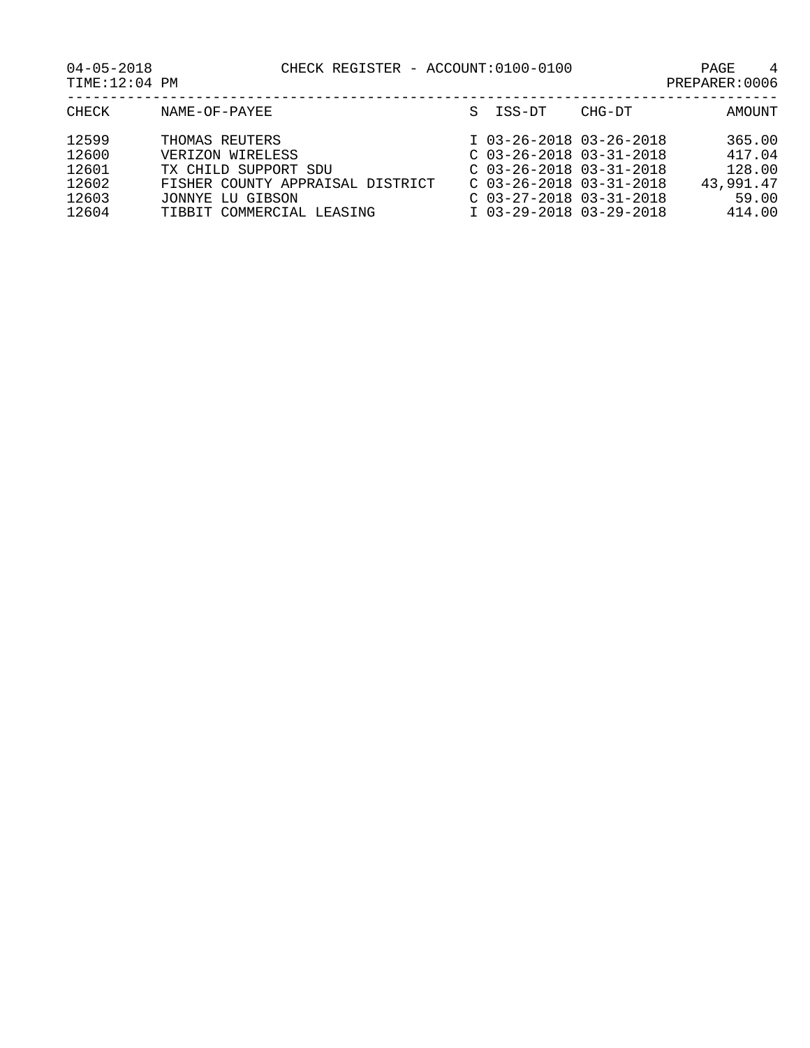04-05-2018 CHECK REGISTER - ACCOUNT:0100-0100

TIME:12:04 PM PREPARER:0006

| CHECK | NAME-OF-PAYEE | S | ISS-DT | CHG-DT | AMOUNT |
|---|---|---|---|---|---|
| 12599 | THOMAS REUTERS | I | 03-26-2018 | 03-26-2018 | 365.00 |
| 12600 | VERIZON WIRELESS | C | 03-26-2018 | 03-31-2018 | 417.04 |
| 12601 | TX CHILD SUPPORT SDU | C | 03-26-2018 | 03-31-2018 | 128.00 |
| 12602 | FISHER COUNTY APPRAISAL DISTRICT | C | 03-26-2018 | 03-31-2018 | 43,991.47 |
| 12603 | JONNYE LU GIBSON | C | 03-27-2018 | 03-31-2018 | 59.00 |
| 12604 | TIBBIT COMMERCIAL LEASING | I | 03-29-2018 | 03-29-2018 | 414.00 |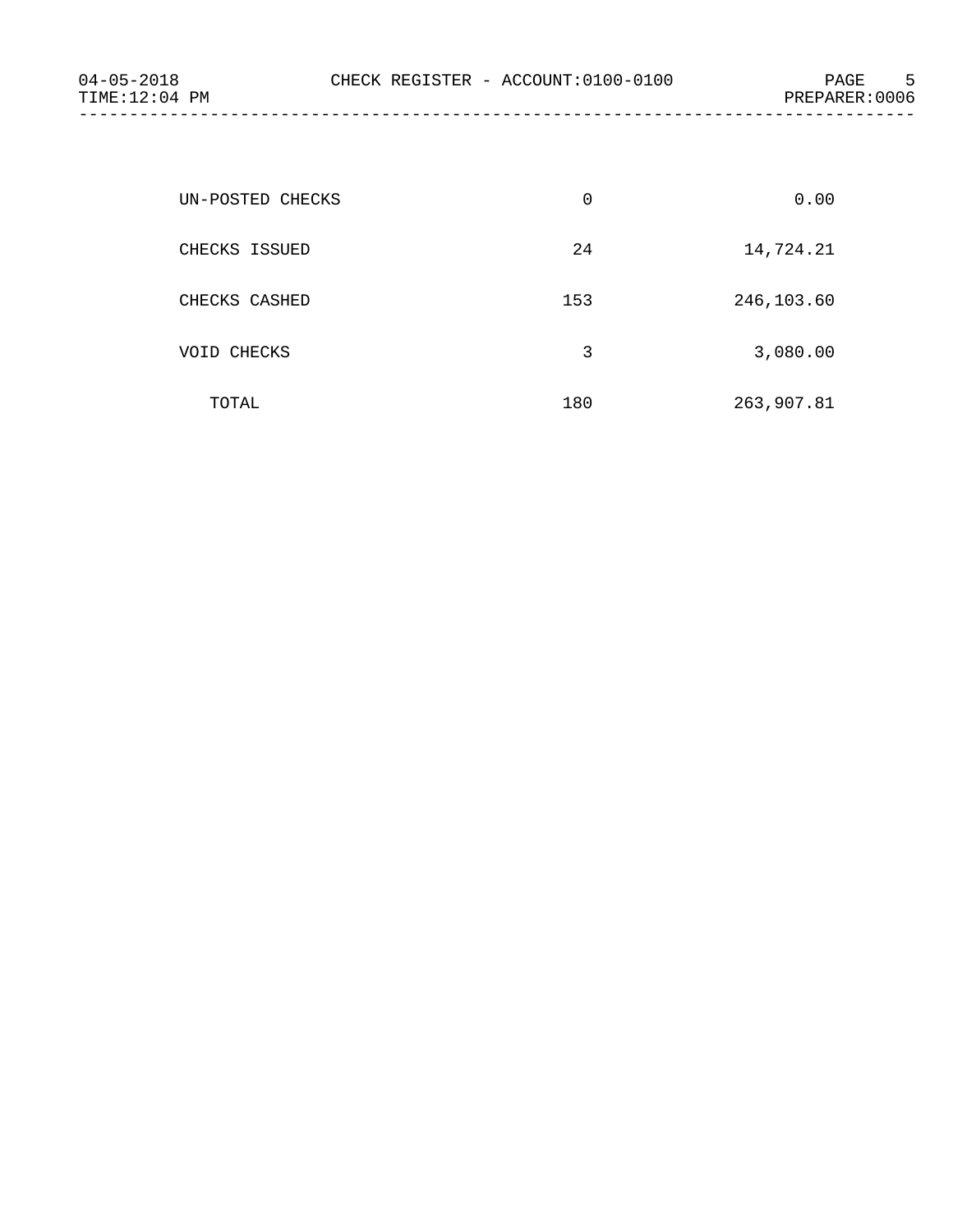| | | |
|---|---|---|
| UN-POSTED CHECKS | 0 | 0.00 |
| CHECKS ISSUED | 24 | 14,724.21 |
| CHECKS CASHED | 153 | 246,103.60 |
| VOID CHECKS | 3 | 3,080.00 |
| TOTAL | 180 | 263,907.81 |